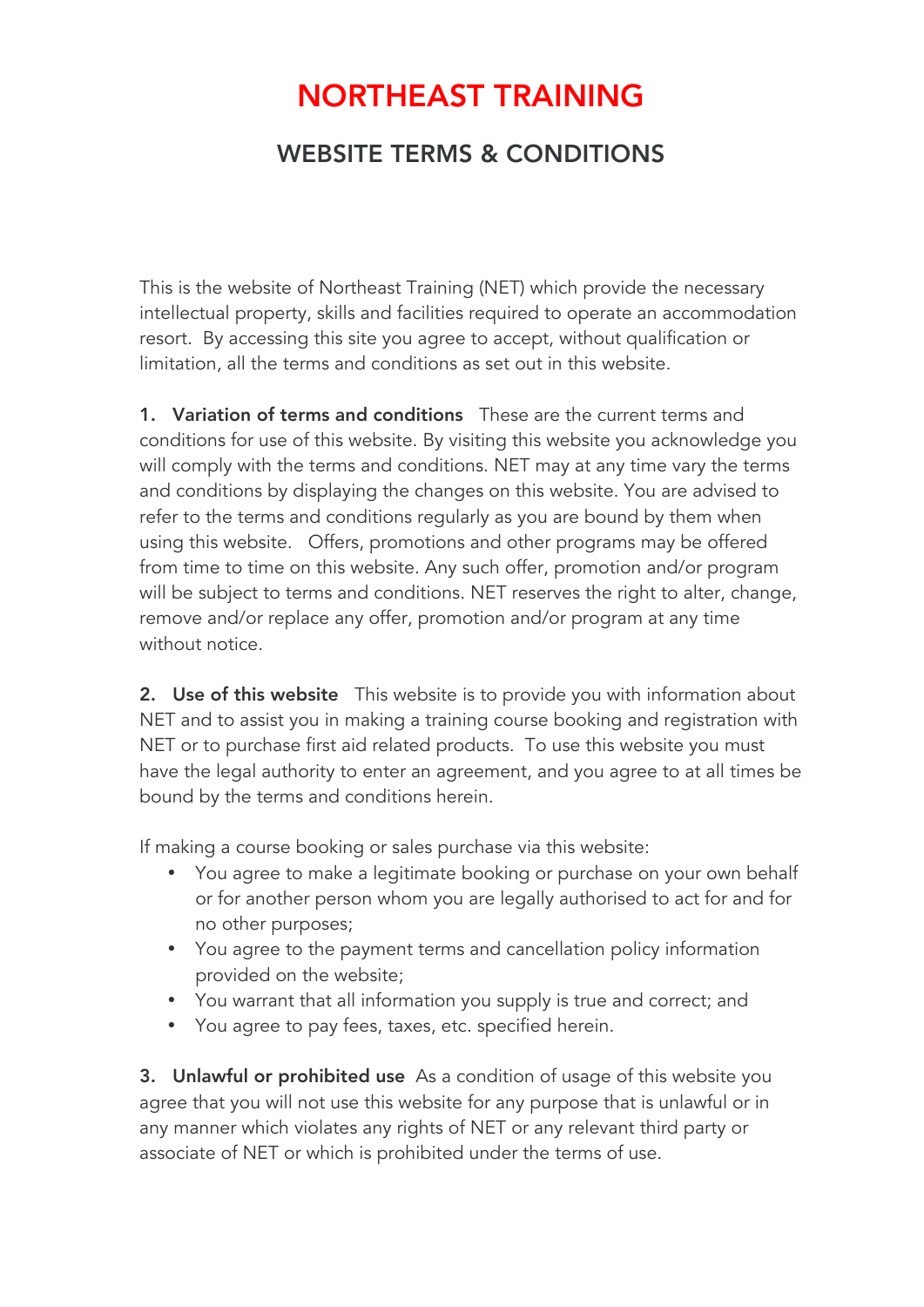# NORTHEAST TRAINING

## WEBSITE TERMS & CONDITIONS

This is the website of Northeast Training (NET) which provide the necessary intellectual property, skills and facilities required to operate an accommodation resort. By accessing this site you agree to accept, without qualification or limitation, all the terms and conditions as set out in this website.

**1. Variation of terms and conditions** These are the current terms and conditions for use of this website. By visiting this website you acknowledge you will comply with the terms and conditions. NET may at any time vary the terms and conditions by displaying the changes on this website. You are advised to refer to the terms and conditions regularly as you are bound by them when using this website. Offers, promotions and other programs may be offered from time to time on this website. Any such offer, promotion and/or program will be subject to terms and conditions. NET reserves the right to alter, change, remove and/or replace any offer, promotion and/or program at any time without notice.

**2. Use of this website** This website is to provide you with information about NET and to assist you in making a training course booking and registration with NET or to purchase first aid related products. To use this website you must have the legal authority to enter an agreement, and you agree to at all times be bound by the terms and conditions herein.

If making a course booking or sales purchase via this website:

- You agree to make a legitimate booking or purchase on your own behalf or for another person whom you are legally authorised to act for and for no other purposes;
- You agree to the payment terms and cancellation policy information provided on the website;
- You warrant that all information you supply is true and correct; and
- You agree to pay fees, taxes, etc. specified herein.

**3. Unlawful or prohibited use** As a condition of usage of this website you agree that you will not use this website for any purpose that is unlawful or in any manner which violates any rights of NET or any relevant third party or associate of NET or which is prohibited under the terms of use.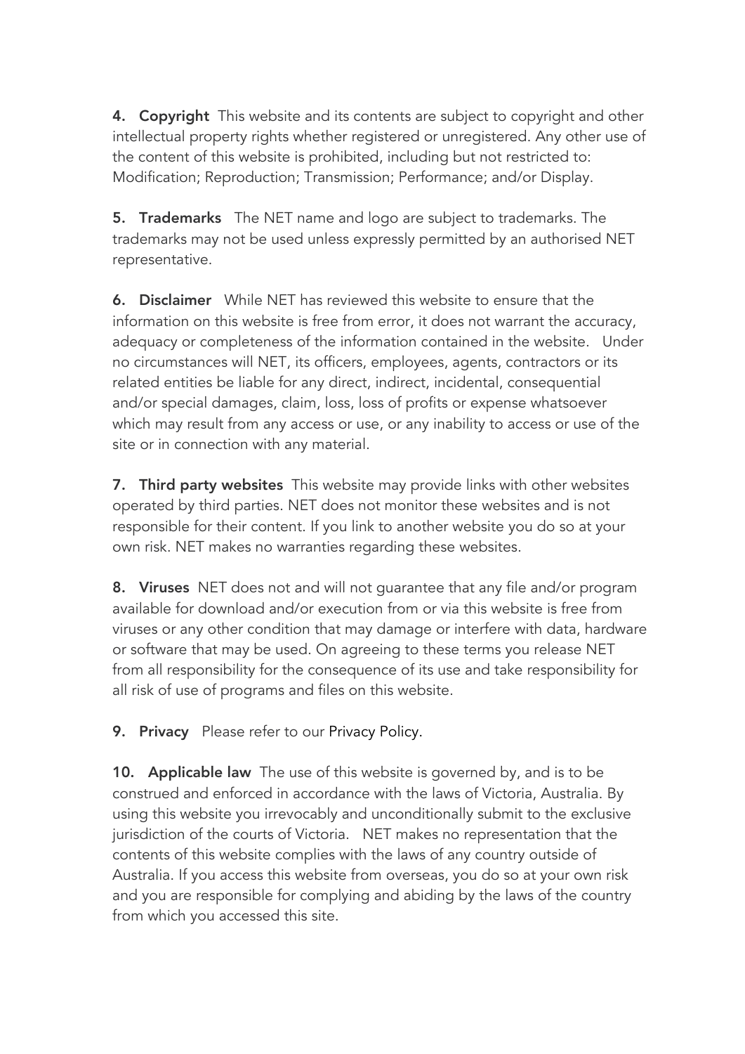**4. Copyright** This website and its contents are subject to copyright and other intellectual property rights whether registered or unregistered. Any other use of the content of this website is prohibited, including but not restricted to: Modification; Reproduction; Transmission; Performance; and/or Display.

**5. Trademarks** The NET name and logo are subject to trademarks. The trademarks may not be used unless expressly permitted by an authorised NET representative.

**6. Disclaimer** While NET has reviewed this website to ensure that the information on this website is free from error, it does not warrant the accuracy, adequacy or completeness of the information contained in the website. Under no circumstances will NET, its officers, employees, agents, contractors or its related entities be liable for any direct, indirect, incidental, consequential and/or special damages, claim, loss, loss of profits or expense whatsoever which may result from any access or use, or any inability to access or use of the site or in connection with any material.

**7. Third party websites** This website may provide links with other websites operated by third parties. NET does not monitor these websites and is not responsible for their content. If you link to another website you do so at your own risk. NET makes no warranties regarding these websites.

**8. Viruses** NET does not and will not guarantee that any file and/or program available for download and/or execution from or via this website is free from viruses or any other condition that may damage or interfere with data, hardware or software that may be used. On agreeing to these terms you release NET from all responsibility for the consequence of its use and take responsibility for all risk of use of programs and files on this website.

**9. Privacy** Please refer to our Privacy Policy.

**10. Applicable law** The use of this website is governed by, and is to be construed and enforced in accordance with the laws of Victoria, Australia. By using this website you irrevocably and unconditionally submit to the exclusive jurisdiction of the courts of Victoria. NET makes no representation that the contents of this website complies with the laws of any country outside of Australia. If you access this website from overseas, you do so at your own risk and you are responsible for complying and abiding by the laws of the country from which you accessed this site.